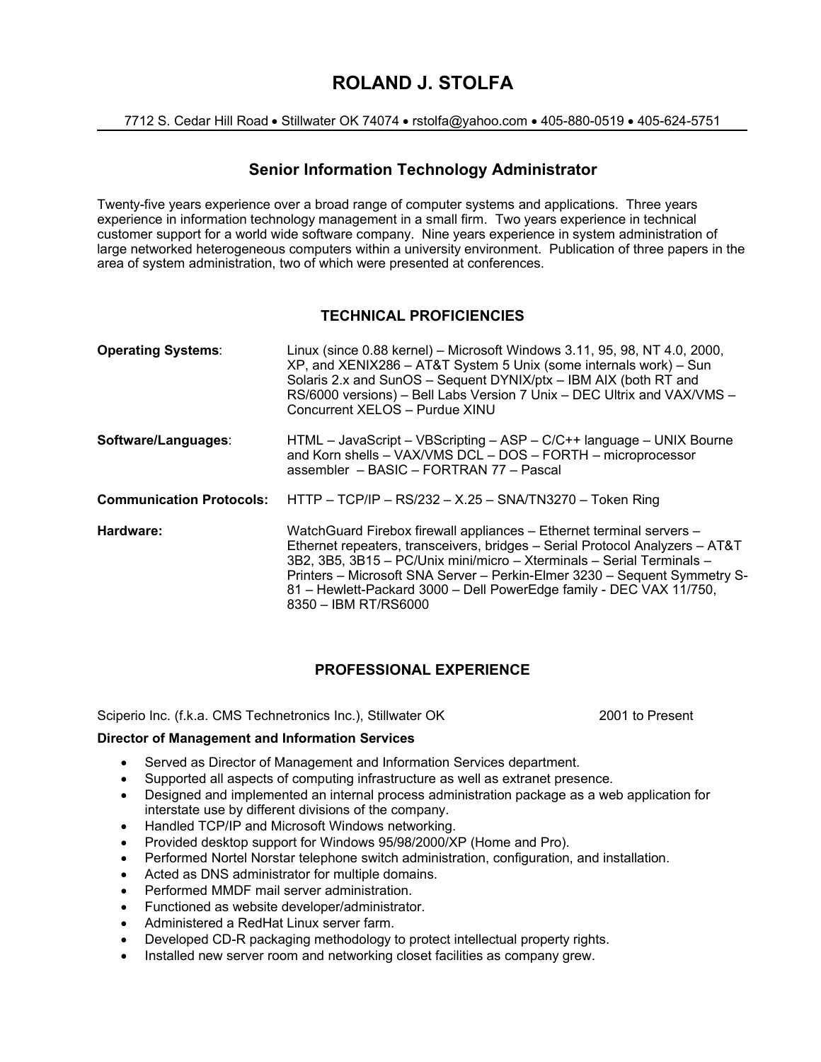# ROLAND J. STOLFA

7712 S. Cedar Hill Road • Stillwater OK 74074 • rstolfa@yahoo.com • 405-880-0519 • 405-624-5751

## Senior Information Technology Administrator

Twenty-five years experience over a broad range of computer systems and applications. Three years experience in information technology management in a small firm. Two years experience in technical customer support for a world wide software company. Nine years experience in system administration of large networked heterogeneous computers within a university environment. Publication of three papers in the area of system administration, two of which were presented at conferences.

### TECHNICAL PROFICIENCIES

**Operating Systems**: Linux (since 0.88 kernel) – Microsoft Windows 3.11, 95, 98, NT 4.0, 2000, XP, and XENIX286 – AT&T System 5 Unix (some internals work) – Sun Solaris 2.x and SunOS – Sequent DYNIX/ptx – IBM AIX (both RT and RS/6000 versions) – Bell Labs Version 7 Unix – DEC Ultrix and VAX/VMS – Concurrent XELOS – Purdue XINU

**Software/Languages**: HTML – JavaScript – VBScripting – ASP – C/C++ language – UNIX Bourne and Korn shells – VAX/VMS DCL – DOS – FORTH – microprocessor assembler – BASIC – FORTRAN 77 – Pascal

**Communication Protocols:** HTTP – TCP/IP – RS/232 – X.25 – SNA/TN3270 – Token Ring

**Hardware:** WatchGuard Firebox firewall appliances – Ethernet terminal servers – Ethernet repeaters, transceivers, bridges – Serial Protocol Analyzers – AT&T 3B2, 3B5, 3B15 – PC/Unix mini/micro – Xterminals – Serial Terminals – Printers – Microsoft SNA Server – Perkin-Elmer 3230 – Sequent Symmetry S-81 – Hewlett-Packard 3000 – Dell PowerEdge family - DEC VAX 11/750, 8350 – IBM RT/RS6000

### PROFESSIONAL EXPERIENCE

Sciperio Inc. (f.k.a. CMS Technetronics Inc.), Stillwater OK — 2001 to Present

**Director of Management and Information Services**

- Served as Director of Management and Information Services department.
- Supported all aspects of computing infrastructure as well as extranet presence.
- Designed and implemented an internal process administration package as a web application for interstate use by different divisions of the company.
- Handled TCP/IP and Microsoft Windows networking.
- Provided desktop support for Windows 95/98/2000/XP (Home and Pro).
- Performed Nortel Norstar telephone switch administration, configuration, and installation.
- Acted as DNS administrator for multiple domains.
- Performed MMDF mail server administration.
- Functioned as website developer/administrator.
- Administered a RedHat Linux server farm.
- Developed CD-R packaging methodology to protect intellectual property rights.
- Installed new server room and networking closet facilities as company grew.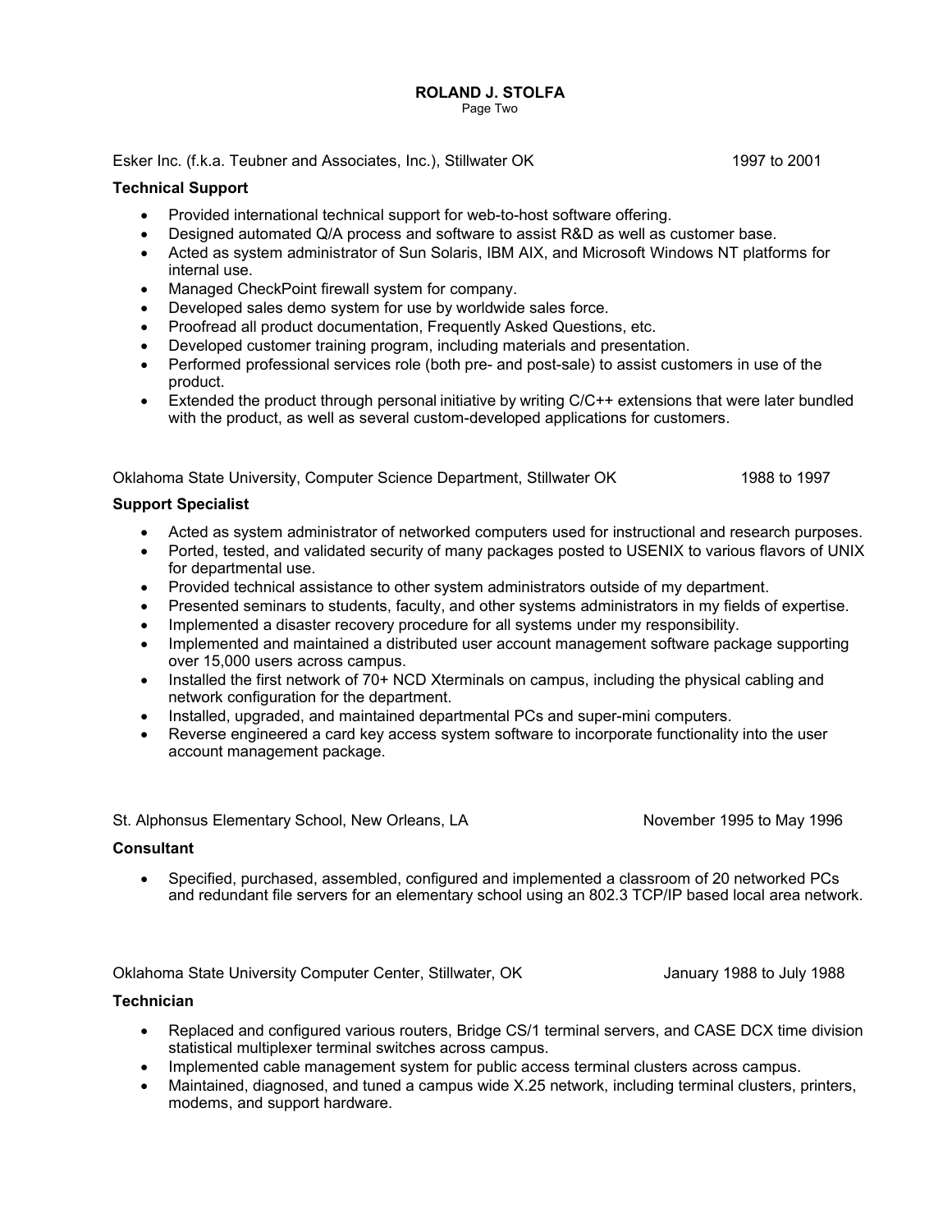Esker Inc. (f.k.a. Teubner and Associates, Inc.), Stillwater OK 1997 to 2001

**Technical Support**

- Provided international technical support for web-to-host software offering.
- Designed automated Q/A process and software to assist R&D as well as customer base.
- Acted as system administrator of Sun Solaris, IBM AIX, and Microsoft Windows NT platforms for internal use.
- Managed CheckPoint firewall system for company.
- Developed sales demo system for use by worldwide sales force.
- Proofread all product documentation, Frequently Asked Questions, etc.
- Developed customer training program, including materials and presentation.
- Performed professional services role (both pre- and post-sale) to assist customers in use of the product.
- Extended the product through personal initiative by writing C/C++ extensions that were later bundled with the product, as well as several custom-developed applications for customers.

Oklahoma State University, Computer Science Department, Stillwater OK 1988 to 1997

**Support Specialist**

- Acted as system administrator of networked computers used for instructional and research purposes.
- Ported, tested, and validated security of many packages posted to USENIX to various flavors of UNIX for departmental use.
- Provided technical assistance to other system administrators outside of my department.
- Presented seminars to students, faculty, and other systems administrators in my fields of expertise.
- Implemented a disaster recovery procedure for all systems under my responsibility.
- Implemented and maintained a distributed user account management software package supporting over 15,000 users across campus.
- Installed the first network of 70+ NCD Xterminals on campus, including the physical cabling and network configuration for the department.
- Installed, upgraded, and maintained departmental PCs and super-mini computers.
- Reverse engineered a card key access system software to incorporate functionality into the user account management package.

St. Alphonsus Elementary School, New Orleans, LA November 1995 to May 1996

**Consultant**

- Specified, purchased, assembled, configured and implemented a classroom of 20 networked PCs and redundant file servers for an elementary school using an 802.3 TCP/IP based local area network.

Oklahoma State University Computer Center, Stillwater, OK January 1988 to July 1988

**Technician**

- Replaced and configured various routers, Bridge CS/1 terminal servers, and CASE DCX time division statistical multiplexer terminal switches across campus.
- Implemented cable management system for public access terminal clusters across campus.
- Maintained, diagnosed, and tuned a campus wide X.25 network, including terminal clusters, printers, modems, and support hardware.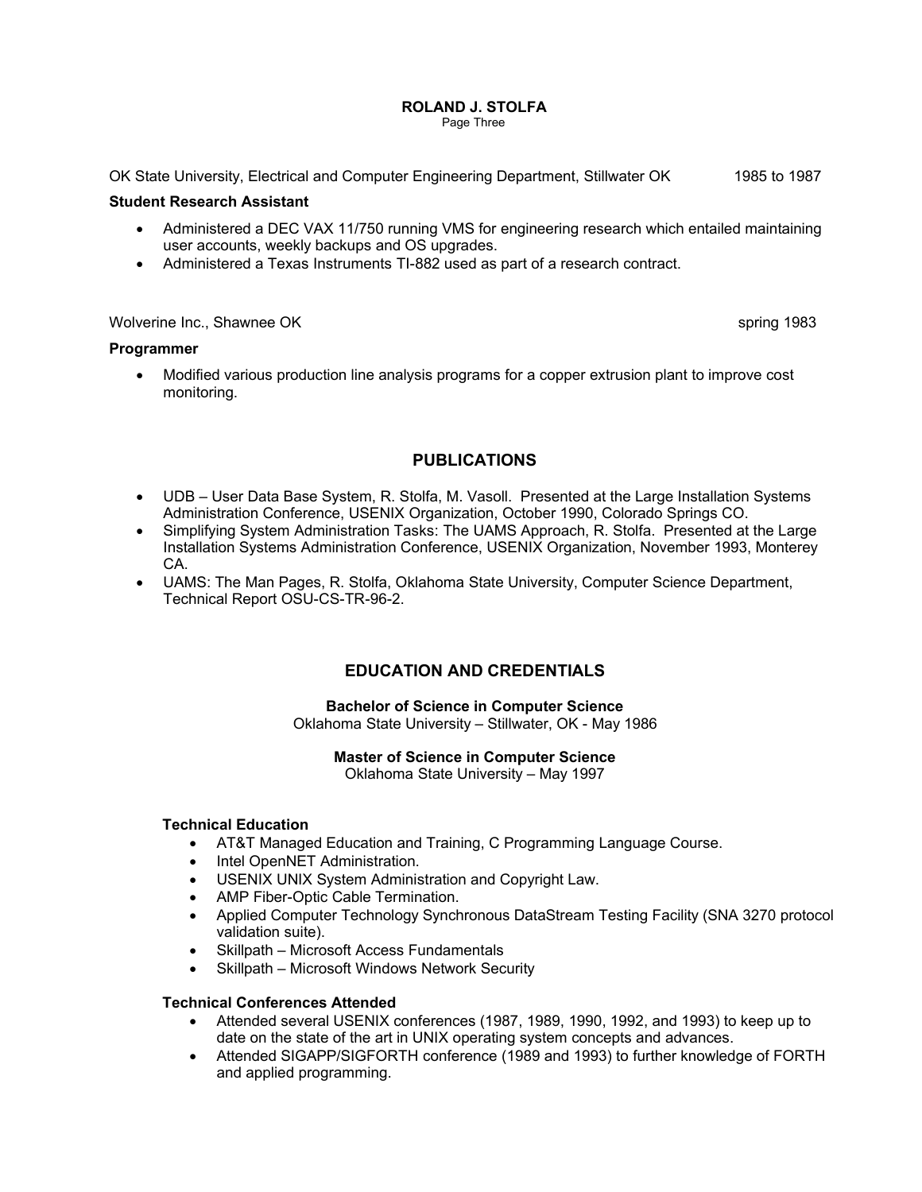OK State University, Electrical and Computer Engineering Department, Stillwater OK 1985 to 1987

**Student Research Assistant**

- Administered a DEC VAX 11/750 running VMS for engineering research which entailed maintaining user accounts, weekly backups and OS upgrades.
- Administered a Texas Instruments TI-882 used as part of a research contract.

Wolverine Inc., Shawnee OK spring 1983

**Programmer**

- Modified various production line analysis programs for a copper extrusion plant to improve cost monitoring.

## PUBLICATIONS

- UDB – User Data Base System, R. Stolfa, M. Vasoll. Presented at the Large Installation Systems Administration Conference, USENIX Organization, October 1990, Colorado Springs CO.
- Simplifying System Administration Tasks: The UAMS Approach, R. Stolfa. Presented at the Large Installation Systems Administration Conference, USENIX Organization, November 1993, Monterey CA.
- UAMS: The Man Pages, R. Stolfa, Oklahoma State University, Computer Science Department, Technical Report OSU-CS-TR-96-2.

## EDUCATION AND CREDENTIALS

**Bachelor of Science in Computer Science**
Oklahoma State University – Stillwater, OK - May 1986

**Master of Science in Computer Science**
Oklahoma State University – May 1997

**Technical Education**

- AT&T Managed Education and Training, C Programming Language Course.
- Intel OpenNET Administration.
- USENIX UNIX System Administration and Copyright Law.
- AMP Fiber-Optic Cable Termination.
- Applied Computer Technology Synchronous DataStream Testing Facility (SNA 3270 protocol validation suite).
- Skillpath – Microsoft Access Fundamentals
- Skillpath – Microsoft Windows Network Security

**Technical Conferences Attended**

- Attended several USENIX conferences (1987, 1989, 1990, 1992, and 1993) to keep up to date on the state of the art in UNIX operating system concepts and advances.
- Attended SIGAPP/SIGFORTH conference (1989 and 1993) to further knowledge of FORTH and applied programming.